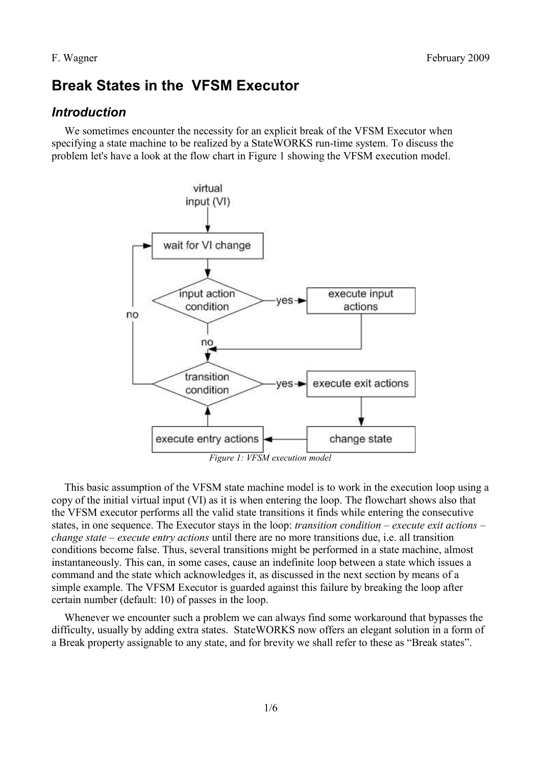F. Wagner February 2009

# Break States in the VFSM Executor

## *Introduction*

We sometimes encounter the necessity for an explicit break of the VFSM Executor when specifying a state machine to be realized by a StateWORKS run-time system. To discuss the problem let's have a look at the flow chart in Figure 1 showing the VFSM execution model.

*Figure 1: VFSM execution model*

This basic assumption of the VFSM state machine model is to work in the execution loop using a copy of the initial virtual input (VI) as it is when entering the loop. The flowchart shows also that the VFSM executor performs all the valid state transitions it finds while entering the consecutive states, in one sequence. The Executor stays in the loop: *transition condition – execute exit actions – change state – execute entry actions* until there are no more transitions due, i.e. all transition conditions become false. Thus, several transitions might be performed in a state machine, almost instantaneously. This can, in some cases, cause an indefinite loop between a state which issues a command and the state which acknowledges it, as discussed in the next section by means of a simple example. The VFSM Executor is guarded against this failure by breaking the loop after certain number (default: 10) of passes in the loop.

Whenever we encounter such a problem we can always find some workaround that bypasses the difficulty, usually by adding extra states. StateWORKS now offers an elegant solution in a form of a Break property assignable to any state, and for brevity we shall refer to these as "Break states".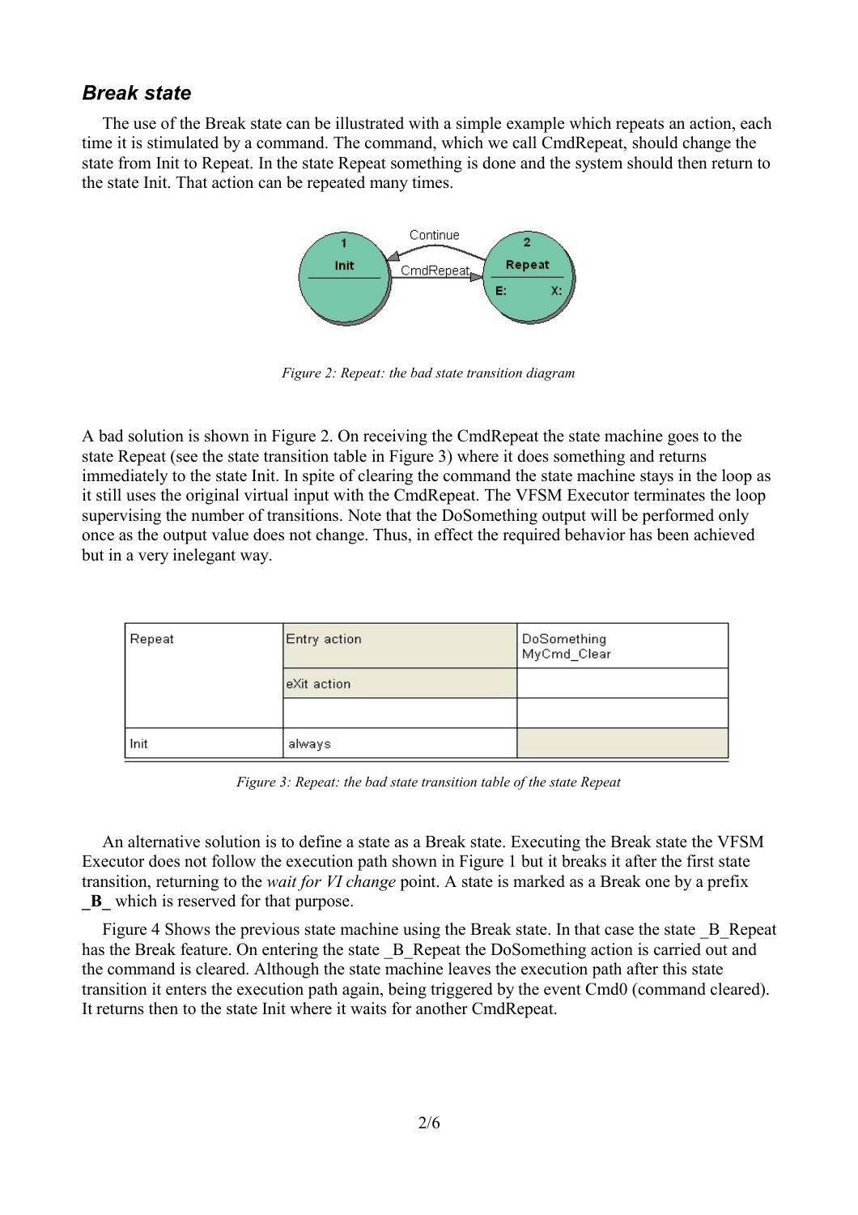## *Break state*

The use of the Break state can be illustrated with a simple example which repeats an action, each time it is stimulated by a command. The command, which we call CmdRepeat, should change the state from Init to Repeat. In the state Repeat something is done and the system should then return to the state Init. That action can be repeated many times.

*Figure 2: Repeat: the bad state transition diagram*

A bad solution is shown in Figure 2. On receiving the CmdRepeat the state machine goes to the state Repeat (see the state transition table in Figure 3) where it does something and returns immediately to the state Init. In spite of clearing the command the state machine stays in the loop as it still uses the original virtual input with the CmdRepeat. The VFSM Executor terminates the loop supervising the number of transitions. Note that the DoSomething output will be performed only once as the output value does not change. Thus, in effect the required behavior has been achieved but in a very inelegant way.

| Repeat | Entry action | DoSomething<br>MyCmd_Clear |
|---|---|---|
| | eXit action | |
| | | |
| Init | always | |

*Figure 3: Repeat: the bad state transition table of the state Repeat*

An alternative solution is to define a state as a Break state. Executing the Break state the VFSM Executor does not follow the execution path shown in Figure 1 but it breaks it after the first state transition, returning to the *wait for VI change* point. A state is marked as a Break one by a prefix **_B_** which is reserved for that purpose.

Figure 4 Shows the previous state machine using the Break state. In that case the state _B_Repeat has the Break feature. On entering the state _B_Repeat the DoSomething action is carried out and the command is cleared. Although the state machine leaves the execution path after this state transition it enters the execution path again, being triggered by the event Cmd0 (command cleared). It returns then to the state Init where it waits for another CmdRepeat.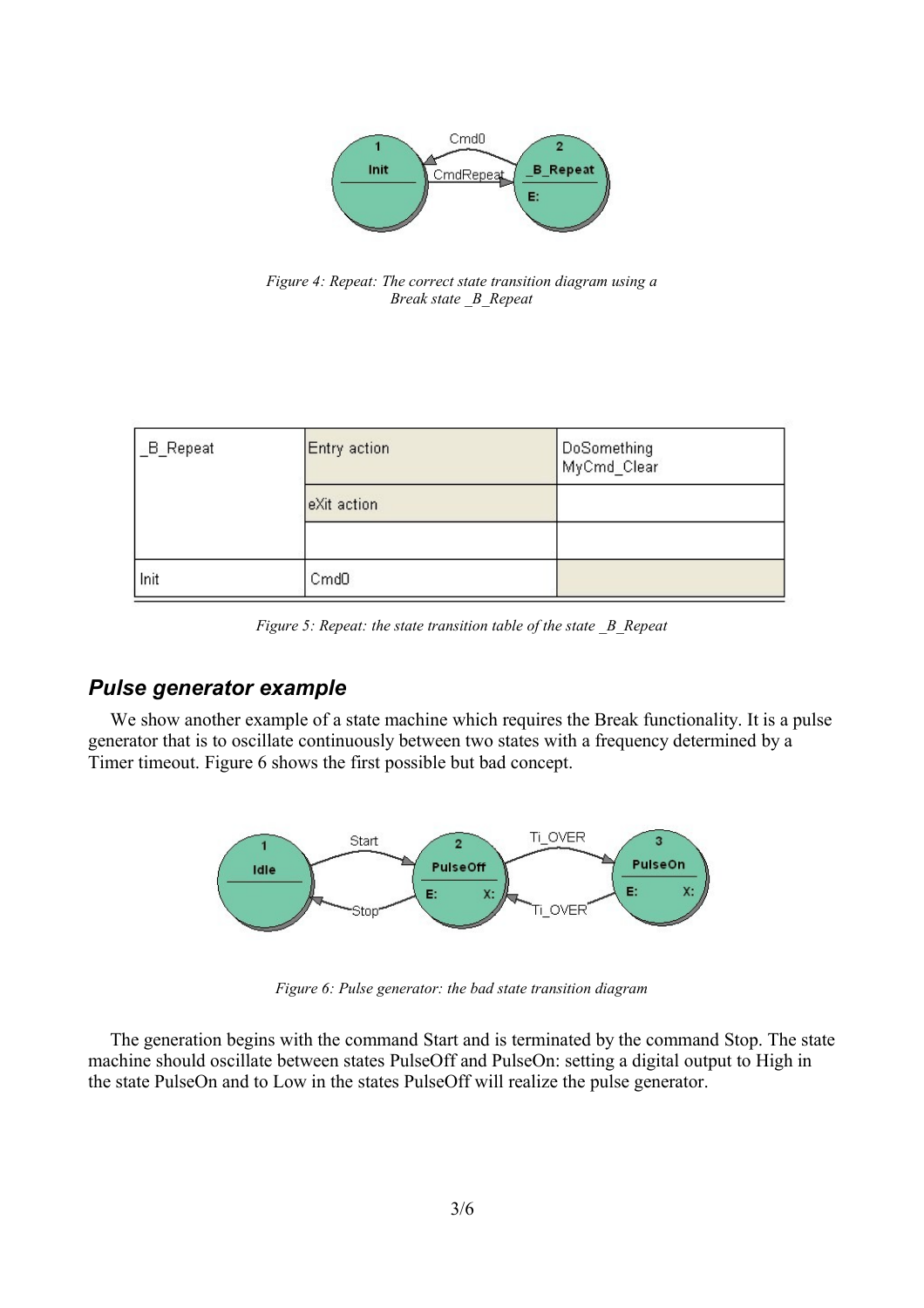*Figure 4: Repeat: The correct state transition diagram using a Break state _B_Repeat*

| _B_Repeat | Entry action | DoSomething MyCmd_Clear |
|---|---|---|
| | eXit action | |
| | | |
| Init | Cmd0 | |

*Figure 5: Repeat: the state transition table of the state _B_Repeat*

## *Pulse generator example*

We show another example of a state machine which requires the Break functionality. It is a pulse generator that is to oscillate continuously between two states with a frequency determined by a Timer timeout. Figure 6 shows the first possible but bad concept.

*Figure 6: Pulse generator: the bad state transition diagram*

The generation begins with the command Start and is terminated by the command Stop. The state machine should oscillate between states PulseOff and PulseOn: setting a digital output to High in the state PulseOn and to Low in the states PulseOff will realize the pulse generator.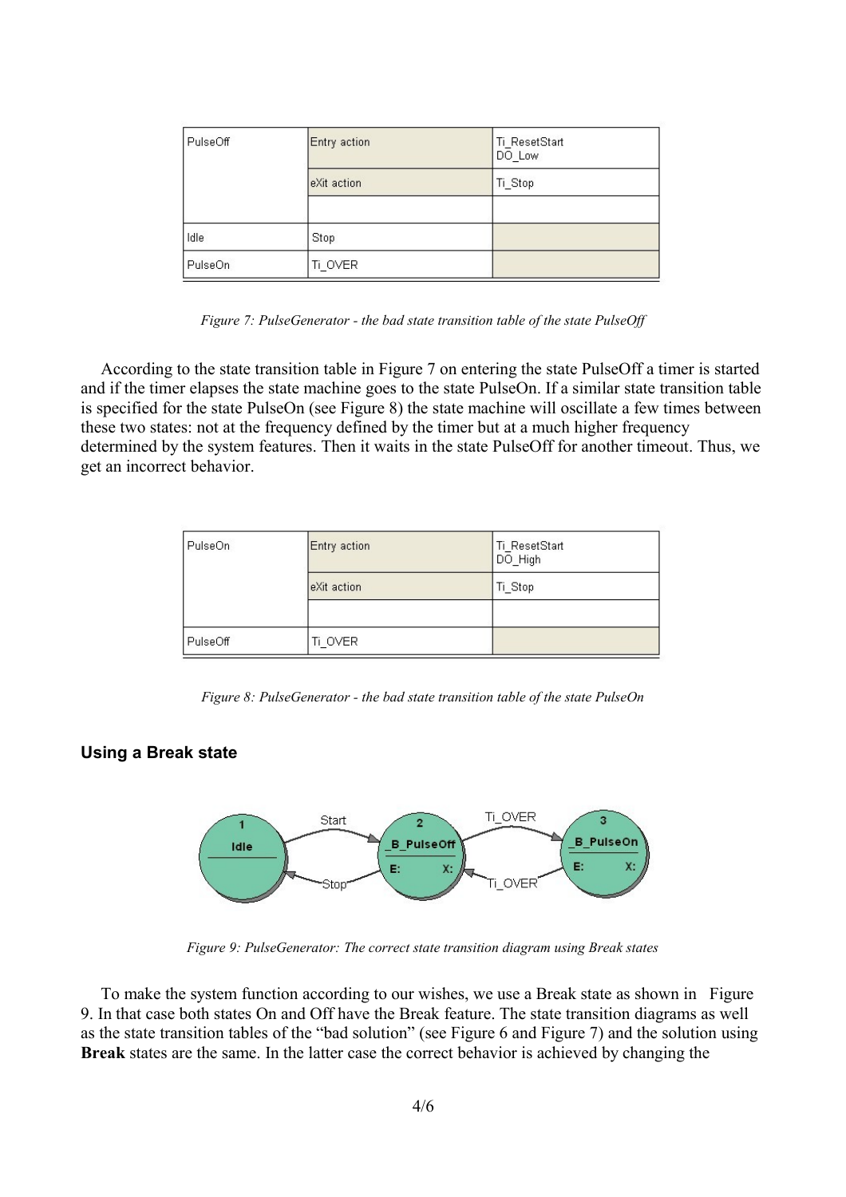| PulseOff | Entry action | Ti_ResetStart<br>DO_Low |
|---|---|---|
| | eXit action | Ti_Stop |
| | | |
| Idle | Stop | |
| PulseOn | Ti_OVER | |

*Figure 7: PulseGenerator - the bad state transition table of the state PulseOff*

According to the state transition table in Figure 7 on entering the state PulseOff a timer is started and if the timer elapses the state machine goes to the state PulseOn. If a similar state transition table is specified for the state PulseOn (see Figure 8) the state machine will oscillate a few times between these two states: not at the frequency defined by the timer but at a much higher frequency determined by the system features. Then it waits in the state PulseOff for another timeout. Thus, we get an incorrect behavior.

| PulseOn | Entry action | Ti_ResetStart<br>DO_High |
|---|---|---|
| | eXit action | Ti_Stop |
| | | |
| PulseOff | Ti_OVER | |

*Figure 8: PulseGenerator - the bad state transition table of the state PulseOn*

### Using a Break state

*Figure 9: PulseGenerator: The correct state transition diagram using Break states*

To make the system function according to our wishes, we use a Break state as shown in Figure 9. In that case both states On and Off have the Break feature. The state transition diagrams as well as the state transition tables of the "bad solution" (see Figure 6 and Figure 7) and the solution using **Break** states are the same. In the latter case the correct behavior is achieved by changing the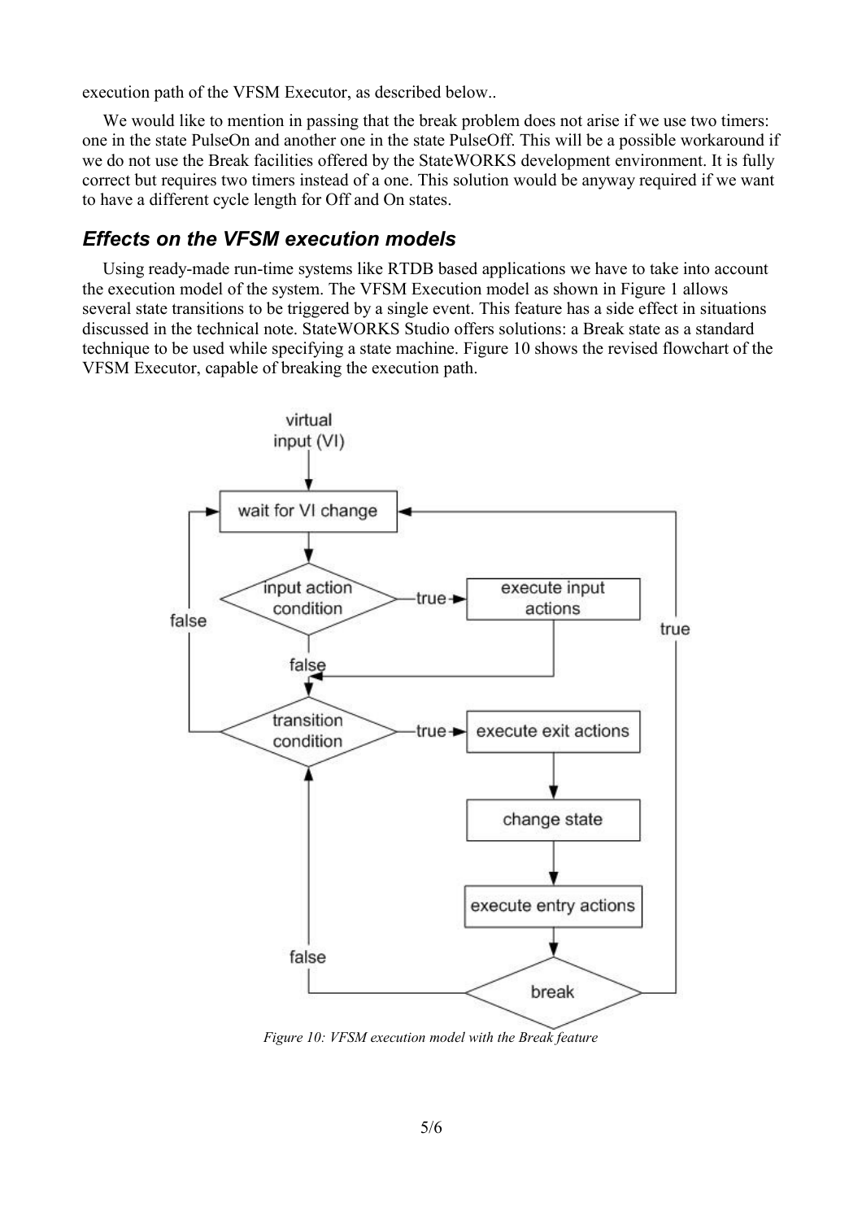execution path of the VFSM Executor, as described below..

We would like to mention in passing that the break problem does not arise if we use two timers: one in the state PulseOn and another one in the state PulseOff. This will be a possible workaround if we do not use the Break facilities offered by the StateWORKS development environment. It is fully correct but requires two timers instead of a one. This solution would be anyway required if we want to have a different cycle length for Off and On states.

## Effects on the VFSM execution models

Using ready-made run-time systems like RTDB based applications we have to take into account the execution model of the system. The VFSM Execution model as shown in Figure 1 allows several state transitions to be triggered by a single event. This feature has a side effect in situations discussed in the technical note. StateWORKS Studio offers solutions: a Break state as a standard technique to be used while specifying a state machine. Figure 10 shows the revised flowchart of the VFSM Executor, capable of breaking the execution path.

*Figure 10: VFSM execution model with the Break feature*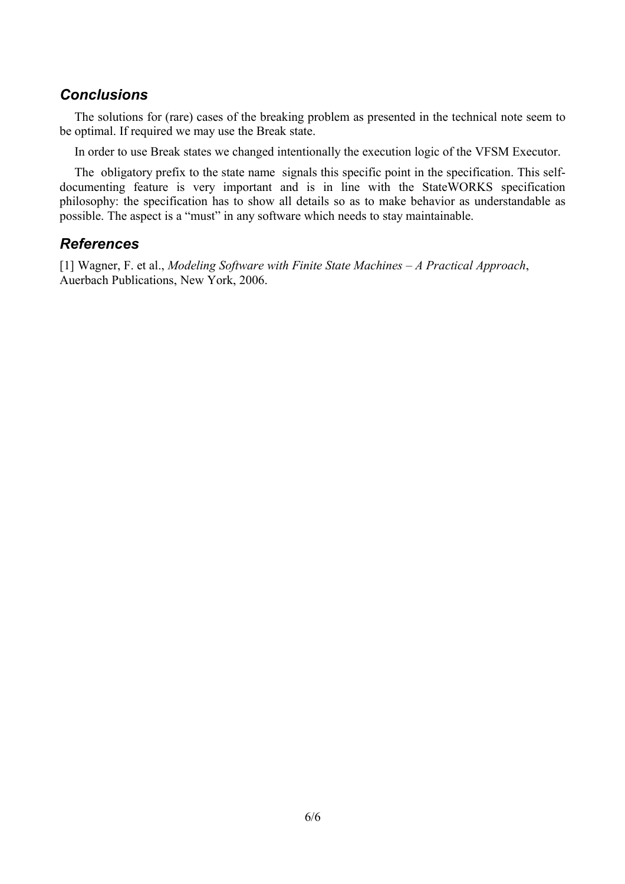## *Conclusions*

The solutions for (rare) cases of the breaking problem as presented in the technical note seem to be optimal. If required we may use the Break state.

In order to use Break states we changed intentionally the execution logic of the VFSM Executor.

The obligatory prefix to the state name signals this specific point in the specification. This self-documenting feature is very important and is in line with the StateWORKS specification philosophy: the specification has to show all details so as to make behavior as understandable as possible. The aspect is a “must” in any software which needs to stay maintainable.

## *References*

[1] Wagner, F. et al., *Modeling Software with Finite State Machines – A Practical Approach*, Auerbach Publications, New York, 2006.